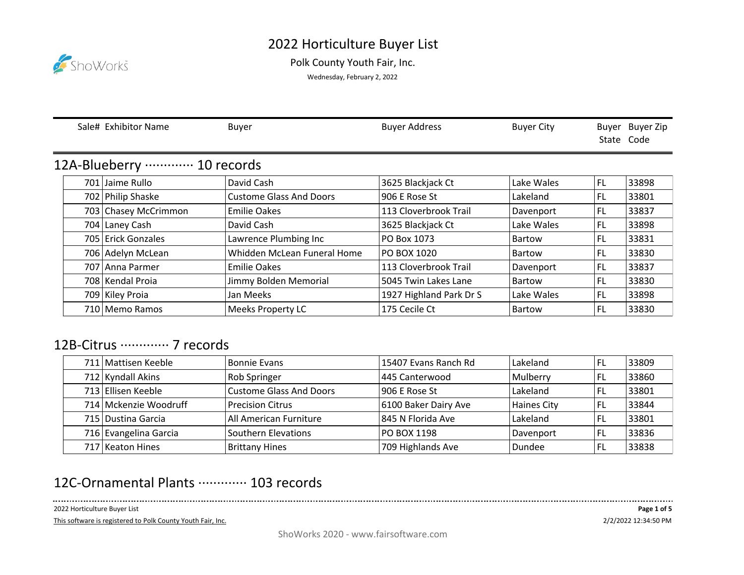# 2022 Horticulture Buyer List

Polk County Youth Fair, Inc.

Wednesday, February 2, 2022

## 12A-Blueberry ············· 10 records

| Sale# | Exhibitor Name | Buyer | Buyer Address | Buyer City | Buyer State | Buyer Zip Code |
|---|---|---|---|---|---|---|
| 701 | Jaime Rullo | David Cash | 3625 Blackjack Ct | Lake Wales | FL | 33898 |
| 702 | Philip Shaske | Custome Glass And Doors | 906 E Rose St | Lakeland | FL | 33801 |
| 703 | Chasey McCrimmon | Emilie Oakes | 113 Cloverbrook Trail | Davenport | FL | 33837 |
| 704 | Laney Cash | David Cash | 3625 Blackjack Ct | Lake Wales | FL | 33898 |
| 705 | Erick Gonzales | Lawrence Plumbing Inc | PO Box 1073 | Bartow | FL | 33831 |
| 706 | Adelyn McLean | Whidden McLean Funeral Home | PO BOX 1020 | Bartow | FL | 33830 |
| 707 | Anna Parmer | Emilie Oakes | 113 Cloverbrook Trail | Davenport | FL | 33837 |
| 708 | Kendal Proia | Jimmy Bolden Memorial | 5045 Twin Lakes Lane | Bartow | FL | 33830 |
| 709 | Kiley Proia | Jan Meeks | 1927 Highland Park Dr S | Lake Wales | FL | 33898 |
| 710 | Memo Ramos | Meeks Property LC | 175 Cecile Ct | Bartow | FL | 33830 |

## 12B-Citrus ············· 7 records

| Sale# | Exhibitor Name | Buyer | Buyer Address | Buyer City | Buyer State | Buyer Zip Code |
|---|---|---|---|---|---|---|
| 711 | Mattisen Keeble | Bonnie Evans | 15407 Evans Ranch Rd | Lakeland | FL | 33809 |
| 712 | Kyndall Akins | Rob Springer | 445 Canterwood | Mulberry | FL | 33860 |
| 713 | Ellisen Keeble | Custome Glass And Doors | 906 E Rose St | Lakeland | FL | 33801 |
| 714 | Mckenzie Woodruff | Precision Citrus | 6100 Baker Dairy Ave | Haines City | FL | 33844 |
| 715 | Dustina Garcia | All American Furniture | 845 N Florida Ave | Lakeland | FL | 33801 |
| 716 | Evangelina Garcia | Southern Elevations | PO BOX 1198 | Davenport | FL | 33836 |
| 717 | Keaton Hines | Brittany Hines | 709 Highlands Ave | Dundee | FL | 33838 |

## 12C-Ornamental Plants ············· 103 records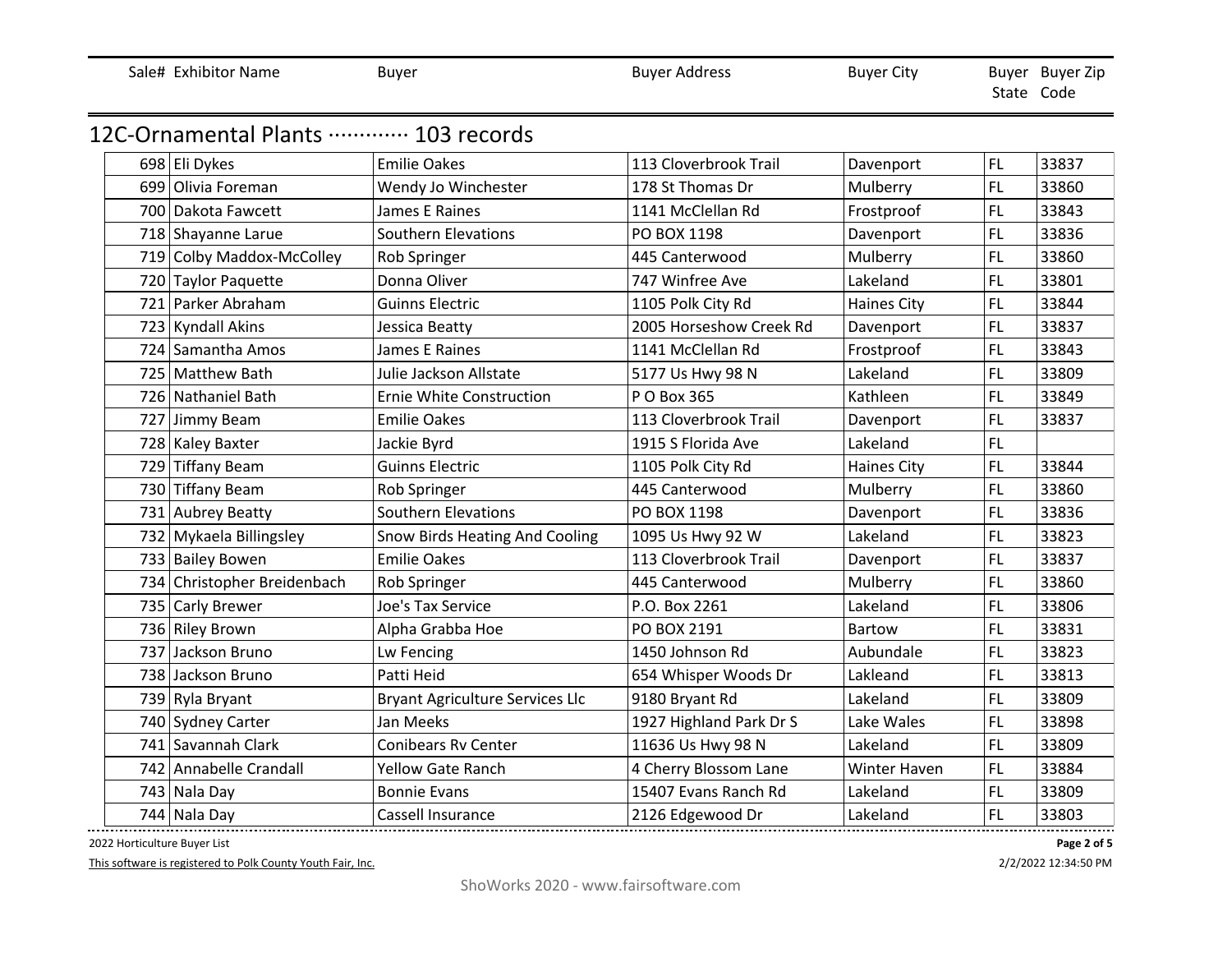| Sale# | Exhibitor Name | Buyer | Buyer Address | Buyer City | Buyer State | Buyer Zip Code |
|---|---|---|---|---|---|---|

## 12C-Ornamental Plants ············· 103 records

| Sale# | Exhibitor Name | Buyer | Buyer Address | Buyer City | Buyer State | Buyer Zip Code |
|---|---|---|---|---|---|---|
| 698 | Eli Dykes | Emilie Oakes | 113 Cloverbrook Trail | Davenport | FL | 33837 |
| 699 | Olivia Foreman | Wendy Jo Winchester | 178 St Thomas Dr | Mulberry | FL | 33860 |
| 700 | Dakota Fawcett | James E Raines | 1141 McClellan Rd | Frostproof | FL | 33843 |
| 718 | Shayanne Larue | Southern Elevations | PO BOX 1198 | Davenport | FL | 33836 |
| 719 | Colby Maddox-McColley | Rob Springer | 445 Canterwood | Mulberry | FL | 33860 |
| 720 | Taylor Paquette | Donna Oliver | 747 Winfree Ave | Lakeland | FL | 33801 |
| 721 | Parker Abraham | Guinns Electric | 1105 Polk City Rd | Haines City | FL | 33844 |
| 723 | Kyndall Akins | Jessica Beatty | 2005 Horseshow Creek Rd | Davenport | FL | 33837 |
| 724 | Samantha Amos | James E Raines | 1141 McClellan Rd | Frostproof | FL | 33843 |
| 725 | Matthew Bath | Julie Jackson Allstate | 5177 Us Hwy 98 N | Lakeland | FL | 33809 |
| 726 | Nathaniel Bath | Ernie White Construction | P O Box 365 | Kathleen | FL | 33849 |
| 727 | Jimmy Beam | Emilie Oakes | 113 Cloverbrook Trail | Davenport | FL | 33837 |
| 728 | Kaley Baxter | Jackie Byrd | 1915 S Florida Ave | Lakeland | FL | |
| 729 | Tiffany Beam | Guinns Electric | 1105 Polk City Rd | Haines City | FL | 33844 |
| 730 | Tiffany Beam | Rob Springer | 445 Canterwood | Mulberry | FL | 33860 |
| 731 | Aubrey Beatty | Southern Elevations | PO BOX 1198 | Davenport | FL | 33836 |
| 732 | Mykaela Billingsley | Snow Birds Heating And Cooling | 1095 Us Hwy 92 W | Lakeland | FL | 33823 |
| 733 | Bailey Bowen | Emilie Oakes | 113 Cloverbrook Trail | Davenport | FL | 33837 |
| 734 | Christopher Breidenbach | Rob Springer | 445 Canterwood | Mulberry | FL | 33860 |
| 735 | Carly Brewer | Joe's Tax Service | P.O. Box 2261 | Lakeland | FL | 33806 |
| 736 | Riley Brown | Alpha Grabba Hoe | PO BOX 2191 | Bartow | FL | 33831 |
| 737 | Jackson Bruno | Lw Fencing | 1450 Johnson Rd | Aubundale | FL | 33823 |
| 738 | Jackson Bruno | Patti Heid | 654 Whisper Woods Dr | Lakleand | FL | 33813 |
| 739 | Ryla Bryant | Bryant Agriculture Services Llc | 9180 Bryant Rd | Lakeland | FL | 33809 |
| 740 | Sydney Carter | Jan Meeks | 1927 Highland Park Dr S | Lake Wales | FL | 33898 |
| 741 | Savannah Clark | Conibears Rv Center | 11636 Us Hwy 98 N | Lakeland | FL | 33809 |
| 742 | Annabelle Crandall | Yellow Gate Ranch | 4 Cherry Blossom Lane | Winter Haven | FL | 33884 |
| 743 | Nala Day | Bonnie Evans | 15407 Evans Ranch Rd | Lakeland | FL | 33809 |
| 744 | Nala Day | Cassell Insurance | 2126 Edgewood Dr | Lakeland | FL | 33803 |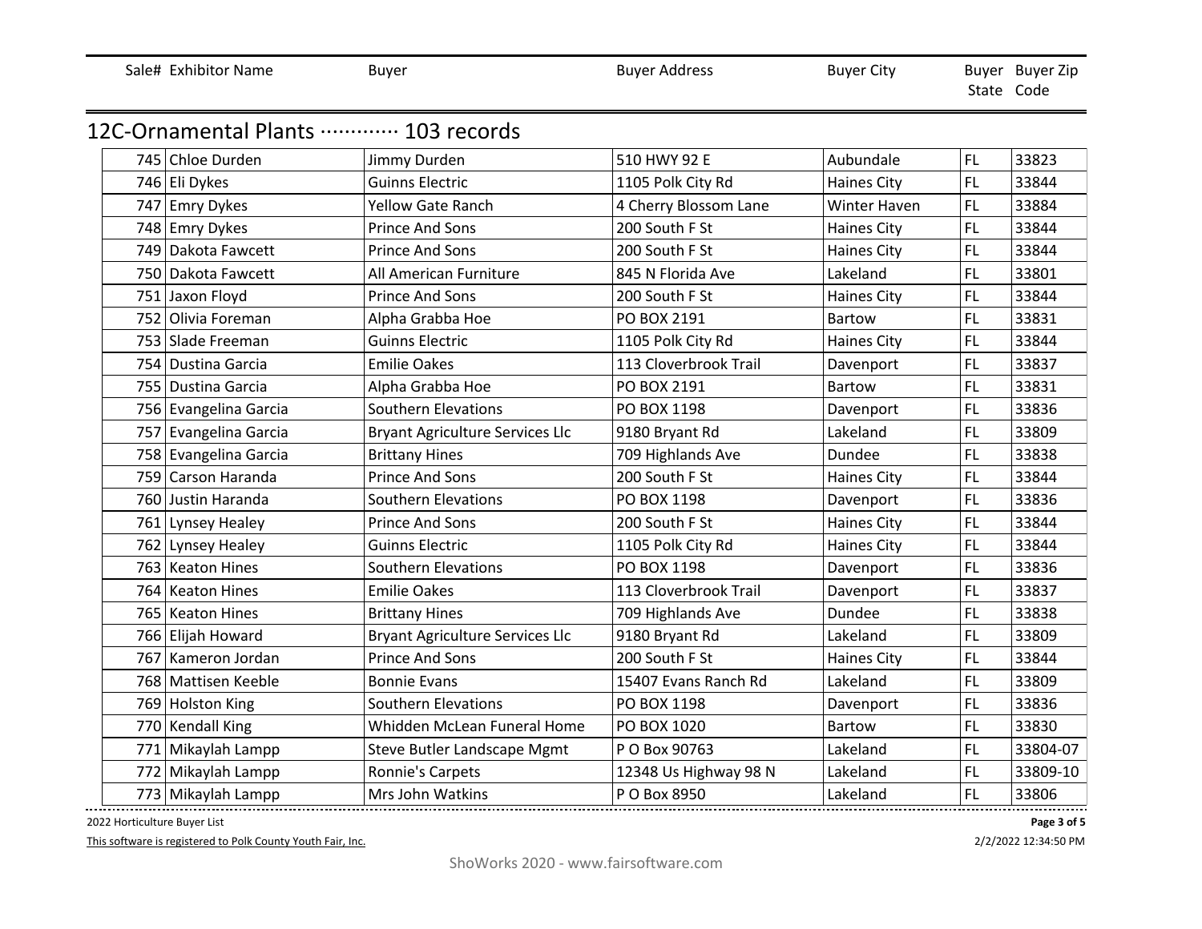| Sale# | Exhibitor Name | Buyer | Buyer Address | Buyer City | Buyer State | Buyer Zip Code |
|---|---|---|---|---|---|---|

## 12C-Ornamental Plants ············· 103 records

| Sale# | Exhibitor Name | Buyer | Buyer Address | Buyer City | Buyer State | Buyer Zip Code |
|---|---|---|---|---|---|---|
| 745 | Chloe Durden | Jimmy Durden | 510 HWY 92 E | Aubundale | FL | 33823 |
| 746 | Eli Dykes | Guinns Electric | 1105 Polk City Rd | Haines City | FL | 33844 |
| 747 | Emry Dykes | Yellow Gate Ranch | 4 Cherry Blossom Lane | Winter Haven | FL | 33884 |
| 748 | Emry Dykes | Prince And Sons | 200 South F St | Haines City | FL | 33844 |
| 749 | Dakota Fawcett | Prince And Sons | 200 South F St | Haines City | FL | 33844 |
| 750 | Dakota Fawcett | All American Furniture | 845 N Florida Ave | Lakeland | FL | 33801 |
| 751 | Jaxon Floyd | Prince And Sons | 200 South F St | Haines City | FL | 33844 |
| 752 | Olivia Foreman | Alpha Grabba Hoe | PO BOX 2191 | Bartow | FL | 33831 |
| 753 | Slade Freeman | Guinns Electric | 1105 Polk City Rd | Haines City | FL | 33844 |
| 754 | Dustina Garcia | Emilie Oakes | 113 Cloverbrook Trail | Davenport | FL | 33837 |
| 755 | Dustina Garcia | Alpha Grabba Hoe | PO BOX 2191 | Bartow | FL | 33831 |
| 756 | Evangelina Garcia | Southern Elevations | PO BOX 1198 | Davenport | FL | 33836 |
| 757 | Evangelina Garcia | Bryant Agriculture Services Llc | 9180 Bryant Rd | Lakeland | FL | 33809 |
| 758 | Evangelina Garcia | Brittany Hines | 709 Highlands Ave | Dundee | FL | 33838 |
| 759 | Carson Haranda | Prince And Sons | 200 South F St | Haines City | FL | 33844 |
| 760 | Justin Haranda | Southern Elevations | PO BOX 1198 | Davenport | FL | 33836 |
| 761 | Lynsey Healey | Prince And Sons | 200 South F St | Haines City | FL | 33844 |
| 762 | Lynsey Healey | Guinns Electric | 1105 Polk City Rd | Haines City | FL | 33844 |
| 763 | Keaton Hines | Southern Elevations | PO BOX 1198 | Davenport | FL | 33836 |
| 764 | Keaton Hines | Emilie Oakes | 113 Cloverbrook Trail | Davenport | FL | 33837 |
| 765 | Keaton Hines | Brittany Hines | 709 Highlands Ave | Dundee | FL | 33838 |
| 766 | Elijah Howard | Bryant Agriculture Services Llc | 9180 Bryant Rd | Lakeland | FL | 33809 |
| 767 | Kameron Jordan | Prince And Sons | 200 South F St | Haines City | FL | 33844 |
| 768 | Mattisen Keeble | Bonnie Evans | 15407 Evans Ranch Rd | Lakeland | FL | 33809 |
| 769 | Holston King | Southern Elevations | PO BOX 1198 | Davenport | FL | 33836 |
| 770 | Kendall King | Whidden McLean Funeral Home | PO BOX 1020 | Bartow | FL | 33830 |
| 771 | Mikaylah Lampp | Steve Butler Landscape Mgmt | P O Box 90763 | Lakeland | FL | 33804-07 |
| 772 | Mikaylah Lampp | Ronnie's Carpets | 12348 Us Highway 98 N | Lakeland | FL | 33809-10 |
| 773 | Mikaylah Lampp | Mrs John Watkins | P O Box 8950 | Lakeland | FL | 33806 |

2022 Horticulture Buyer List

This software is registered to Polk County Youth Fair, Inc.

2/2/2022 12:34:50 PM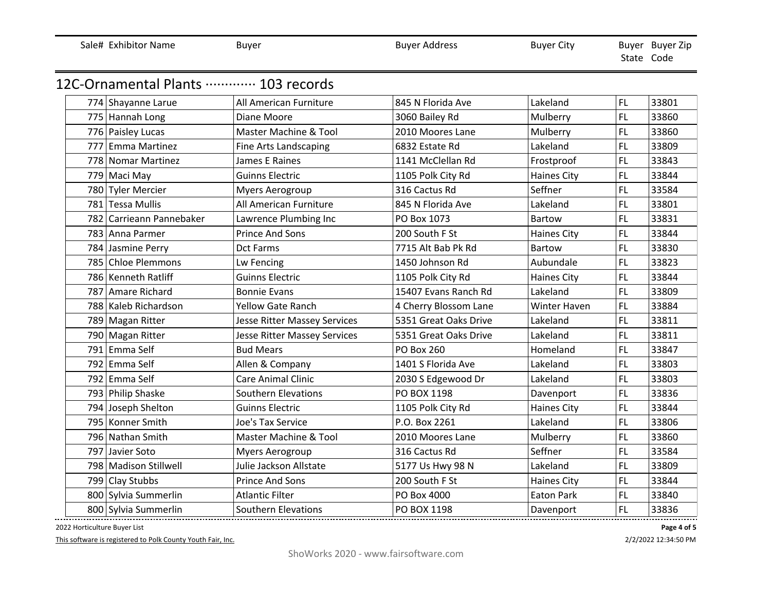| Sale# | Exhibitor Name | Buyer | Buyer Address | Buyer City | Buyer State | Buyer Zip Code |
|---|---|---|---|---|---|---|

## 12C-Ornamental Plants ············· 103 records

| Sale# | Exhibitor Name | Buyer | Buyer Address | Buyer City | Buyer State | Buyer Zip Code |
|---|---|---|---|---|---|---|
| 774 | Shayanne Larue | All American Furniture | 845 N Florida Ave | Lakeland | FL | 33801 |
| 775 | Hannah Long | Diane Moore | 3060 Bailey Rd | Mulberry | FL | 33860 |
| 776 | Paisley Lucas | Master Machine & Tool | 2010 Moores Lane | Mulberry | FL | 33860 |
| 777 | Emma Martinez | Fine Arts Landscaping | 6832 Estate Rd | Lakeland | FL | 33809 |
| 778 | Nomar Martinez | James E Raines | 1141 McClellan Rd | Frostproof | FL | 33843 |
| 779 | Maci May | Guinns Electric | 1105 Polk City Rd | Haines City | FL | 33844 |
| 780 | Tyler Mercier | Myers Aerogroup | 316 Cactus Rd | Seffner | FL | 33584 |
| 781 | Tessa Mullis | All American Furniture | 845 N Florida Ave | Lakeland | FL | 33801 |
| 782 | Carrieann Pannebaker | Lawrence Plumbing Inc | PO Box 1073 | Bartow | FL | 33831 |
| 783 | Anna Parmer | Prince And Sons | 200 South F St | Haines City | FL | 33844 |
| 784 | Jasmine Perry | Dct Farms | 7715 Alt Bab Pk Rd | Bartow | FL | 33830 |
| 785 | Chloe Plemmons | Lw Fencing | 1450 Johnson Rd | Aubundale | FL | 33823 |
| 786 | Kenneth Ratliff | Guinns Electric | 1105 Polk City Rd | Haines City | FL | 33844 |
| 787 | Amare Richard | Bonnie Evans | 15407 Evans Ranch Rd | Lakeland | FL | 33809 |
| 788 | Kaleb Richardson | Yellow Gate Ranch | 4 Cherry Blossom Lane | Winter Haven | FL | 33884 |
| 789 | Magan Ritter | Jesse Ritter Massey Services | 5351 Great Oaks Drive | Lakeland | FL | 33811 |
| 790 | Magan Ritter | Jesse Ritter Massey Services | 5351 Great Oaks Drive | Lakeland | FL | 33811 |
| 791 | Emma Self | Bud Mears | PO Box 260 | Homeland | FL | 33847 |
| 792 | Emma Self | Allen & Company | 1401 S Florida Ave | Lakeland | FL | 33803 |
| 792 | Emma Self | Care Animal Clinic | 2030 S Edgewood Dr | Lakeland | FL | 33803 |
| 793 | Philip Shaske | Southern Elevations | PO BOX 1198 | Davenport | FL | 33836 |
| 794 | Joseph Shelton | Guinns Electric | 1105 Polk City Rd | Haines City | FL | 33844 |
| 795 | Konner Smith | Joe's Tax Service | P.O. Box 2261 | Lakeland | FL | 33806 |
| 796 | Nathan Smith | Master Machine & Tool | 2010 Moores Lane | Mulberry | FL | 33860 |
| 797 | Javier Soto | Myers Aerogroup | 316 Cactus Rd | Seffner | FL | 33584 |
| 798 | Madison Stillwell | Julie Jackson Allstate | 5177 Us Hwy 98 N | Lakeland | FL | 33809 |
| 799 | Clay Stubbs | Prince And Sons | 200 South F St | Haines City | FL | 33844 |
| 800 | Sylvia Summerlin | Atlantic Filter | PO Box 4000 | Eaton Park | FL | 33840 |
| 800 | Sylvia Summerlin | Southern Elevations | PO BOX 1198 | Davenport | FL | 33836 |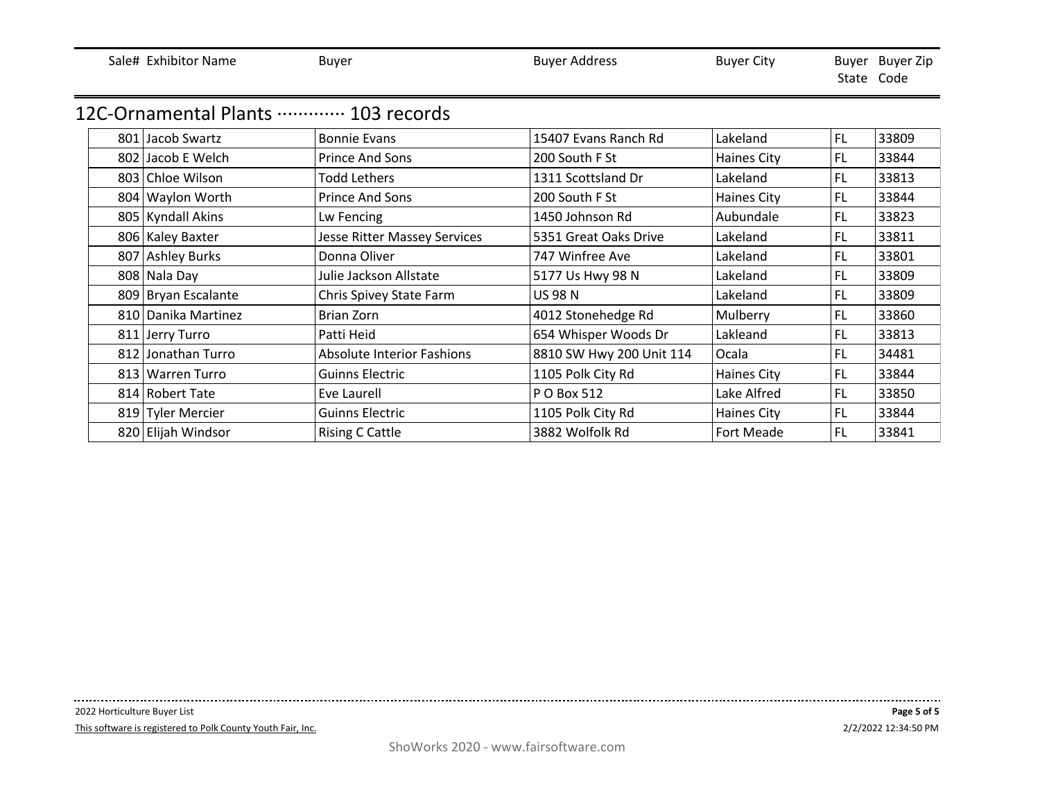| Sale# | Exhibitor Name | Buyer | Buyer Address | Buyer City | Buyer State | Buyer Zip Code |
|---|---|---|---|---|---|---|

## 12C-Ornamental Plants ············· 103 records

| Sale# | Exhibitor Name | Buyer | Buyer Address | Buyer City | Buyer State | Buyer Zip Code |
|---|---|---|---|---|---|---|
| 801 | Jacob Swartz | Bonnie Evans | 15407 Evans Ranch Rd | Lakeland | FL | 33809 |
| 802 | Jacob E Welch | Prince And Sons | 200 South F St | Haines City | FL | 33844 |
| 803 | Chloe Wilson | Todd Lethers | 1311 Scottsland Dr | Lakeland | FL | 33813 |
| 804 | Waylon Worth | Prince And Sons | 200 South F St | Haines City | FL | 33844 |
| 805 | Kyndall Akins | Lw Fencing | 1450 Johnson Rd | Aubundale | FL | 33823 |
| 806 | Kaley Baxter | Jesse Ritter Massey Services | 5351 Great Oaks Drive | Lakeland | FL | 33811 |
| 807 | Ashley Burks | Donna Oliver | 747 Winfree Ave | Lakeland | FL | 33801 |
| 808 | Nala Day | Julie Jackson Allstate | 5177 Us Hwy 98 N | Lakeland | FL | 33809 |
| 809 | Bryan Escalante | Chris Spivey State Farm | US 98 N | Lakeland | FL | 33809 |
| 810 | Danika Martinez | Brian Zorn | 4012 Stonehedge Rd | Mulberry | FL | 33860 |
| 811 | Jerry Turro | Patti Heid | 654 Whisper Woods Dr | Lakleand | FL | 33813 |
| 812 | Jonathan Turro | Absolute Interior Fashions | 8810 SW Hwy 200 Unit 114 | Ocala | FL | 34481 |
| 813 | Warren Turro | Guinns Electric | 1105 Polk City Rd | Haines City | FL | 33844 |
| 814 | Robert Tate | Eve Laurell | P O Box 512 | Lake Alfred | FL | 33850 |
| 819 | Tyler Mercier | Guinns Electric | 1105 Polk City Rd | Haines City | FL | 33844 |
| 820 | Elijah Windsor | Rising C Cattle | 3882 Wolfolk Rd | Fort Meade | FL | 33841 |